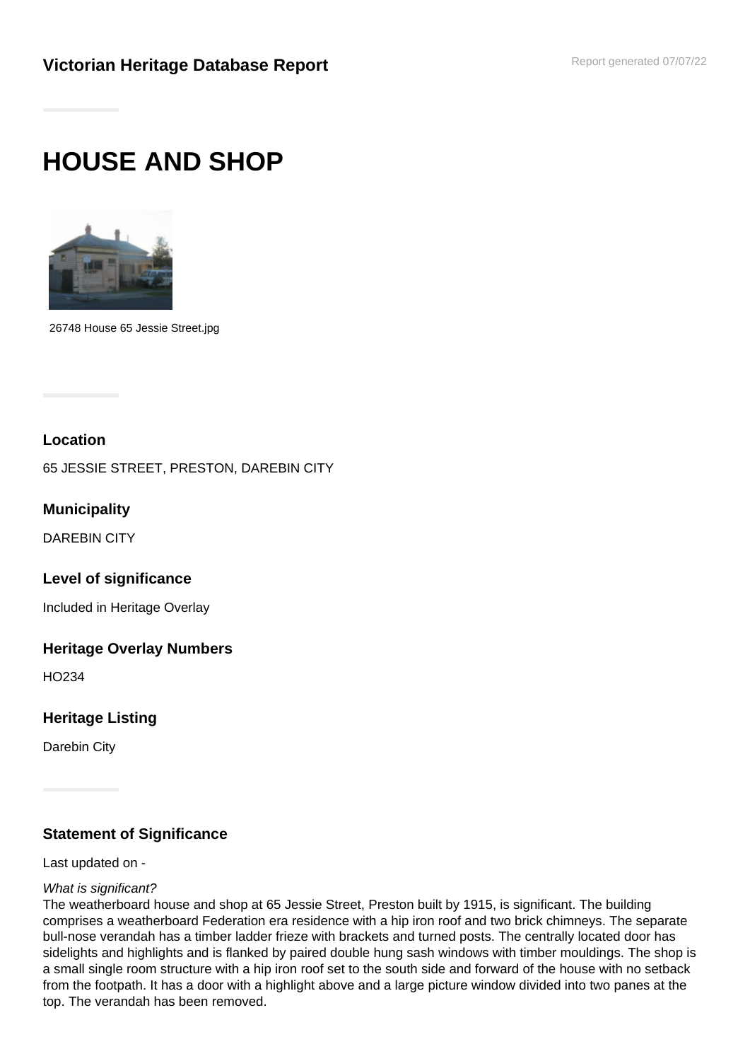**Victorian Heritage Database Report**

Report generated 07/07/22

# HOUSE AND SHOP

26748 House 65 Jessie Street.jpg

### Location

65 JESSIE STREET, PRESTON, DAREBIN CITY

### Municipality

DAREBIN CITY

### Level of significance

Included in Heritage Overlay

### Heritage Overlay Numbers

HO234

### Heritage Listing

Darebin City

### Statement of Significance

Last updated on -

*What is significant?*

The weatherboard house and shop at 65 Jessie Street, Preston built by 1915, is significant. The building comprises a weatherboard Federation era residence with a hip iron roof and two brick chimneys. The separate bull-nose verandah has a timber ladder frieze with brackets and turned posts. The centrally located door has sidelights and highlights and is flanked by paired double hung sash windows with timber mouldings. The shop is a small single room structure with a hip iron roof set to the south side and forward of the house with no setback from the footpath. It has a door with a highlight above and a large picture window divided into two panes at the top. The verandah has been removed.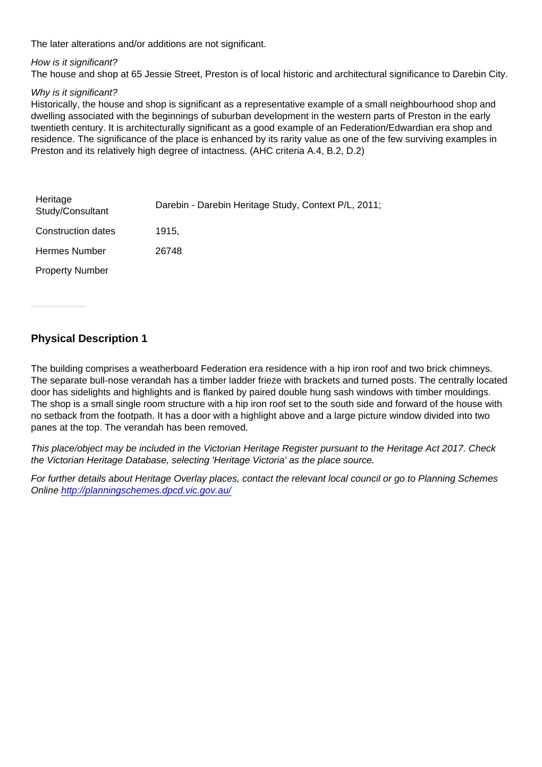The later alterations and/or additions are not significant.

*How is it significant?*

The house and shop at 65 Jessie Street, Preston is of local historic and architectural significance to Darebin City.

*Why is it significant?*

Historically, the house and shop is significant as a representative example of a small neighbourhood shop and dwelling associated with the beginnings of suburban development in the western parts of Preston in the early twentieth century. It is architecturally significant as a good example of an Federation/Edwardian era shop and residence. The significance of the place is enhanced by its rarity value as one of the few surviving examples in Preston and its relatively high degree of intactness. (AHC criteria A.4, B.2, D.2)

| | |
|---|---|
| Heritage Study/Consultant | Darebin - Darebin Heritage Study, Context P/L, 2011; |
| Construction dates | 1915, |
| Hermes Number | 26748 |
| Property Number | |

## Physical Description 1

The building comprises a weatherboard Federation era residence with a hip iron roof and two brick chimneys. The separate bull-nose verandah has a timber ladder frieze with brackets and turned posts. The centrally located door has sidelights and highlights and is flanked by paired double hung sash windows with timber mouldings. The shop is a small single room structure with a hip iron roof set to the south side and forward of the house with no setback from the footpath. It has a door with a highlight above and a large picture window divided into two panes at the top. The verandah has been removed.

*This place/object may be included in the Victorian Heritage Register pursuant to the Heritage Act 2017. Check the Victorian Heritage Database, selecting 'Heritage Victoria' as the place source.*

*For further details about Heritage Overlay places, contact the relevant local council or go to Planning Schemes Online [http://planningschemes.dpcd.vic.gov.au/](http://planningschemes.dpcd.vic.gov.au/)*